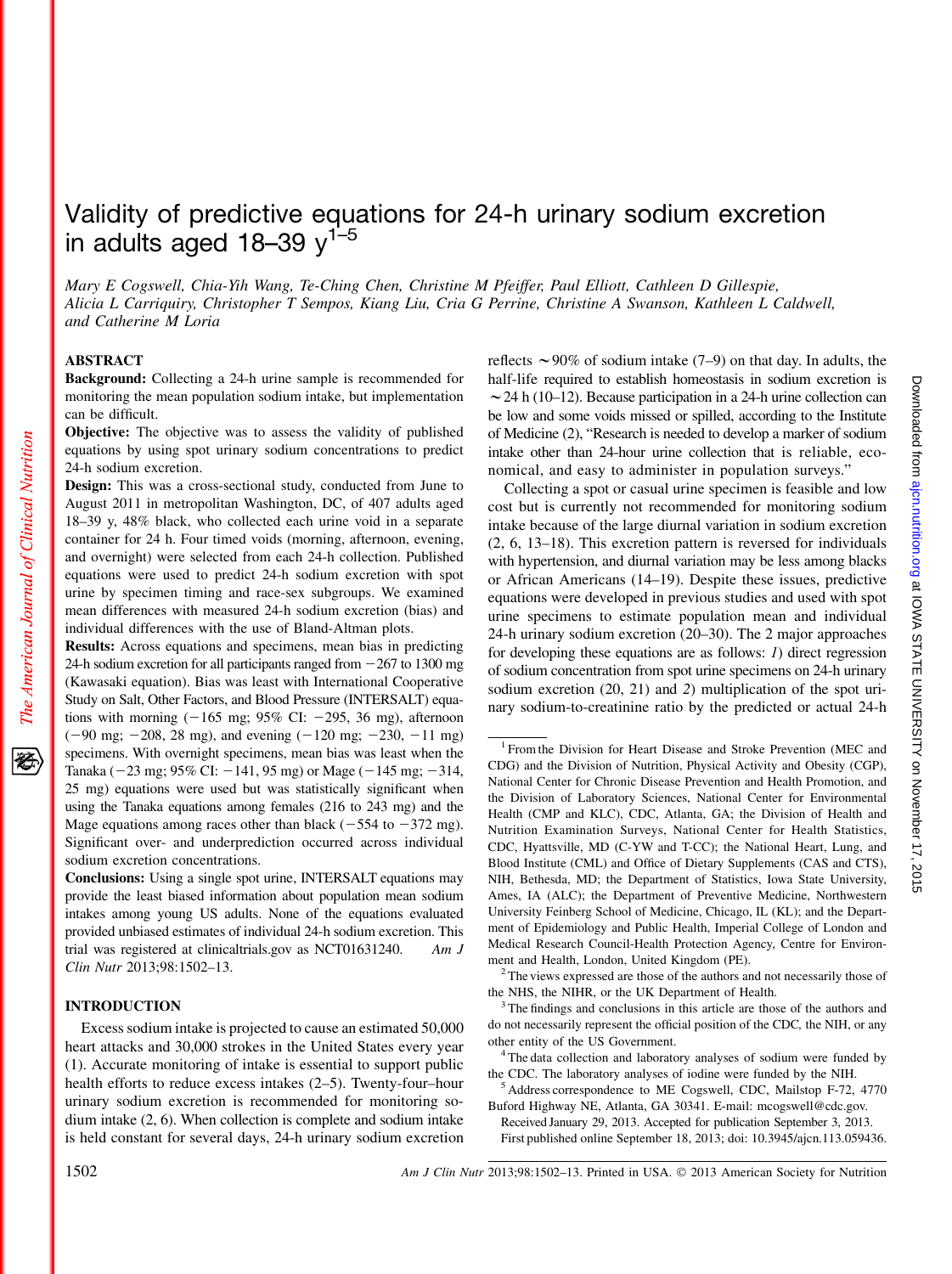# Validity of predictive equations for 24-h urinary sodium excretion in adults aged 18–39 y[1–5]

*Mary E Cogswell, Chia-Yih Wang, Te-Ching Chen, Christine M Pfeiffer, Paul Elliott, Cathleen D Gillespie, Alicia L Carriquiry, Christopher T Sempos, Kiang Liu, Cria G Perrine, Christine A Swanson, Kathleen L Caldwell, and Catherine M Loria*

## ABSTRACT

**Background:** Collecting a 24-h urine sample is recommended for monitoring the mean population sodium intake, but implementation can be difficult.

**Objective:** The objective was to assess the validity of published equations by using spot urinary sodium concentrations to predict 24-h sodium excretion.

**Design:** This was a cross-sectional study, conducted from June to August 2011 in metropolitan Washington, DC, of 407 adults aged 18–39 y, 48% black, who collected each urine void in a separate container for 24 h. Four timed voids (morning, afternoon, evening, and overnight) were selected from each 24-h collection. Published equations were used to predict 24-h sodium excretion with spot urine by specimen timing and race-sex subgroups. We examined mean differences with measured 24-h sodium excretion (bias) and individual differences with the use of Bland-Altman plots.

**Results:** Across equations and specimens, mean bias in predicting 24-h sodium excretion for all participants ranged from −267 to 1300 mg (Kawasaki equation). Bias was least with International Cooperative Study on Salt, Other Factors, and Blood Pressure (INTERSALT) equations with morning (−165 mg; 95% CI: −295, 36 mg), afternoon (−90 mg; −208, 28 mg), and evening (−120 mg; −230, −11 mg) specimens. With overnight specimens, mean bias was least when the Tanaka (−23 mg; 95% CI: −141, 95 mg) or Mage (−145 mg; −314, 25 mg) equations were used but was statistically significant when using the Tanaka equations among females (216 to 243 mg) and the Mage equations among races other than black (−554 to −372 mg). Significant over- and underprediction occurred across individual sodium excretion concentrations.

**Conclusions:** Using a single spot urine, INTERSALT equations may provide the least biased information about population mean sodium intakes among young US adults. None of the equations evaluated provided unbiased estimates of individual 24-h sodium excretion. This trial was registered at clinicaltrials.gov as NCT01631240. *Am J Clin Nutr* 2013;98:1502–13.

## INTRODUCTION

Excess sodium intake is projected to cause an estimated 50,000 heart attacks and 30,000 strokes in the United States every year (1). Accurate monitoring of intake is essential to support public health efforts to reduce excess intakes (2–5). Twenty-four–hour urinary sodium excretion is recommended for monitoring sodium intake (2, 6). When collection is complete and sodium intake is held constant for several days, 24-h urinary sodium excretion reflects ∼90% of sodium intake (7–9) on that day. In adults, the half-life required to establish homeostasis in sodium excretion is ∼24 h (10–12). Because participation in a 24-h urine collection can be low and some voids missed or spilled, according to the Institute of Medicine (2), "Research is needed to develop a marker of sodium intake other than 24-hour urine collection that is reliable, economical, and easy to administer in population surveys."

Collecting a spot or casual urine specimen is feasible and low cost but is currently not recommended for monitoring sodium intake because of the large diurnal variation in sodium excretion (2, 6, 13–18). This excretion pattern is reversed for individuals with hypertension, and diurnal variation may be less among blacks or African Americans (14–19). Despite these issues, predictive equations were developed in previous studies and used with spot urine specimens to estimate population mean and individual 24-h urinary sodium excretion (20–30). The 2 major approaches for developing these equations are as follows: *1*) direct regression of sodium concentration from spot urine specimens on 24-h urinary sodium excretion (20, 21) and *2*) multiplication of the spot urinary sodium-to-creatinine ratio by the predicted or actual 24-h

---

[1] From the Division for Heart Disease and Stroke Prevention (MEC and CDG) and the Division of Nutrition, Physical Activity and Obesity (CGP), National Center for Chronic Disease Prevention and Health Promotion, and the Division of Laboratory Sciences, National Center for Environmental Health (CMP and KLC), CDC, Atlanta, GA; the Division of Health and Nutrition Examination Surveys, National Center for Health Statistics, CDC, Hyattsville, MD (C-YW and T-CC); the National Heart, Lung, and Blood Institute (CML) and Office of Dietary Supplements (CAS and CTS), NIH, Bethesda, MD; the Department of Statistics, Iowa State University, Ames, IA (ALC); the Department of Preventive Medicine, Northwestern University Feinberg School of Medicine, Chicago, IL (KL); and the Department of Epidemiology and Public Health, Imperial College of London and Medical Research Council-Health Protection Agency, Centre for Environment and Health, London, United Kingdom (PE).

[2] The views expressed are those of the authors and not necessarily those of the NHS, the NIHR, or the UK Department of Health.

[3] The findings and conclusions in this article are those of the authors and do not necessarily represent the official position of the CDC, the NIH, or any other entity of the US Government.

[4] The data collection and laboratory analyses of sodium were funded by the CDC. The laboratory analyses of iodine were funded by the NIH.

[5] Address correspondence to ME Cogswell, CDC, Mailstop F-72, 4770 Buford Highway NE, Atlanta, GA 30341. E-mail: mcogswell@cdc.gov.

Received January 29, 2013. Accepted for publication September 3, 2013.

First published online September 18, 2013; doi: 10.3945/ajcn.113.059436.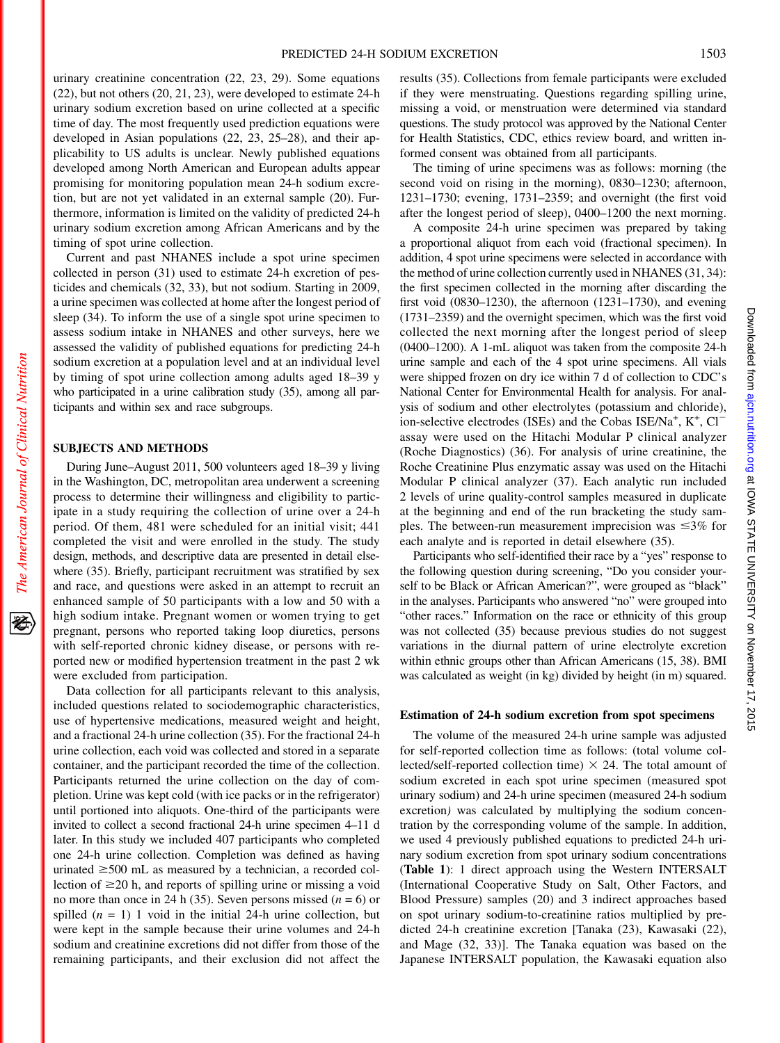urinary creatinine concentration (22, 23, 29). Some equations (22), but not others (20, 21, 23), were developed to estimate 24-h urinary sodium excretion based on urine collected at a specific time of day. The most frequently used prediction equations were developed in Asian populations (22, 23, 25–28), and their applicability to US adults is unclear. Newly published equations developed among North American and European adults appear promising for monitoring population mean 24-h sodium excretion, but are not yet validated in an external sample (20). Furthermore, information is limited on the validity of predicted 24-h urinary sodium excretion among African Americans and by the timing of spot urine collection.

Current and past NHANES include a spot urine specimen collected in person (31) used to estimate 24-h excretion of pesticides and chemicals (32, 33), but not sodium. Starting in 2009, a urine specimen was collected at home after the longest period of sleep (34). To inform the use of a single spot urine specimen to assess sodium intake in NHANES and other surveys, here we assessed the validity of published equations for predicting 24-h sodium excretion at a population level and at an individual level by timing of spot urine collection among adults aged 18–39 y who participated in a urine calibration study (35), among all participants and within sex and race subgroups.

## SUBJECTS AND METHODS

During June–August 2011, 500 volunteers aged 18–39 y living in the Washington, DC, metropolitan area underwent a screening process to determine their willingness and eligibility to participate in a study requiring the collection of urine over a 24-h period. Of them, 481 were scheduled for an initial visit; 441 completed the visit and were enrolled in the study. The study design, methods, and descriptive data are presented in detail elsewhere (35). Briefly, participant recruitment was stratified by sex and race, and questions were asked in an attempt to recruit an enhanced sample of 50 participants with a low and 50 with a high sodium intake. Pregnant women or women trying to get pregnant, persons who reported taking loop diuretics, persons with self-reported chronic kidney disease, or persons with reported new or modified hypertension treatment in the past 2 wk were excluded from participation.

Data collection for all participants relevant to this analysis, included questions related to sociodemographic characteristics, use of hypertensive medications, measured weight and height, and a fractional 24-h urine collection (35). For the fractional 24-h urine collection, each void was collected and stored in a separate container, and the participant recorded the time of the collection. Participants returned the urine collection on the day of completion. Urine was kept cold (with ice packs or in the refrigerator) until portioned into aliquots. One-third of the participants were invited to collect a second fractional 24-h urine specimen 4–11 d later. In this study we included 407 participants who completed one 24-h urine collection. Completion was defined as having urinated ≥500 mL as measured by a technician, a recorded collection of ≥20 h, and reports of spilling urine or missing a void no more than once in 24 h (35). Seven persons missed ($n$ = 6) or spilled ($n$ = 1) 1 void in the initial 24-h urine collection, but were kept in the sample because their urine volumes and 24-h sodium and creatinine excretions did not differ from those of the remaining participants, and their exclusion did not affect the results (35). Collections from female participants were excluded if they were menstruating. Questions regarding spilling urine, missing a void, or menstruation were determined via standard questions. The study protocol was approved by the National Center for Health Statistics, CDC, ethics review board, and written informed consent was obtained from all participants.

The timing of urine specimens was as follows: morning (the second void on rising in the morning), 0830–1230; afternoon, 1231–1730; evening, 1731–2359; and overnight (the first void after the longest period of sleep), 0400–1200 the next morning.

A composite 24-h urine specimen was prepared by taking a proportional aliquot from each void (fractional specimen). In addition, 4 spot urine specimens were selected in accordance with the method of urine collection currently used in NHANES (31, 34): the first specimen collected in the morning after discarding the first void (0830–1230), the afternoon (1231–1730), and evening (1731–2359) and the overnight specimen, which was the first void collected the next morning after the longest period of sleep (0400–1200). A 1-mL aliquot was taken from the composite 24-h urine sample and each of the 4 spot urine specimens. All vials were shipped frozen on dry ice within 7 d of collection to CDC's National Center for Environmental Health for analysis. For analysis of sodium and other electrolytes (potassium and chloride), ion-selective electrodes (ISEs) and the Cobas ISE/$Na^+$, $K^+$, $Cl^-$ assay were used on the Hitachi Modular P clinical analyzer (Roche Diagnostics) (36). For analysis of urine creatinine, the Roche Creatinine Plus enzymatic assay was used on the Hitachi Modular P clinical analyzer (37). Each analytic run included 2 levels of urine quality-control samples measured in duplicate at the beginning and end of the run bracketing the study samples. The between-run measurement imprecision was ≤3% for each analyte and is reported in detail elsewhere (35).

Participants who self-identified their race by a "yes" response to the following question during screening, "Do you consider yourself to be Black or African American?", were grouped as "black" in the analyses. Participants who answered "no" were grouped into "other races." Information on the race or ethnicity of this group was not collected (35) because previous studies do not suggest variations in the diurnal pattern of urine electrolyte excretion within ethnic groups other than African Americans (15, 38). BMI was calculated as weight (in kg) divided by height (in m) squared.

### Estimation of 24-h sodium excretion from spot specimens

The volume of the measured 24-h urine sample was adjusted for self-reported collection time as follows: (total volume collected/self-reported collection time) × 24. The total amount of sodium excreted in each spot urine specimen (measured spot urinary sodium) and 24-h urine specimen (measured 24-h sodium excretion) was calculated by multiplying the sodium concentration by the corresponding volume of the sample. In addition, we used 4 previously published equations to predicted 24-h urinary sodium excretion from spot urinary sodium concentrations (**Table 1**): 1 direct approach using the Western INTERSALT (International Cooperative Study on Salt, Other Factors, and Blood Pressure) samples (20) and 3 indirect approaches based on spot urinary sodium-to-creatinine ratios multiplied by predicted 24-h creatinine excretion [Tanaka (23), Kawasaki (22), and Mage (32, 33)]. The Tanaka equation was based on the Japanese INTERSALT population, the Kawasaki equation also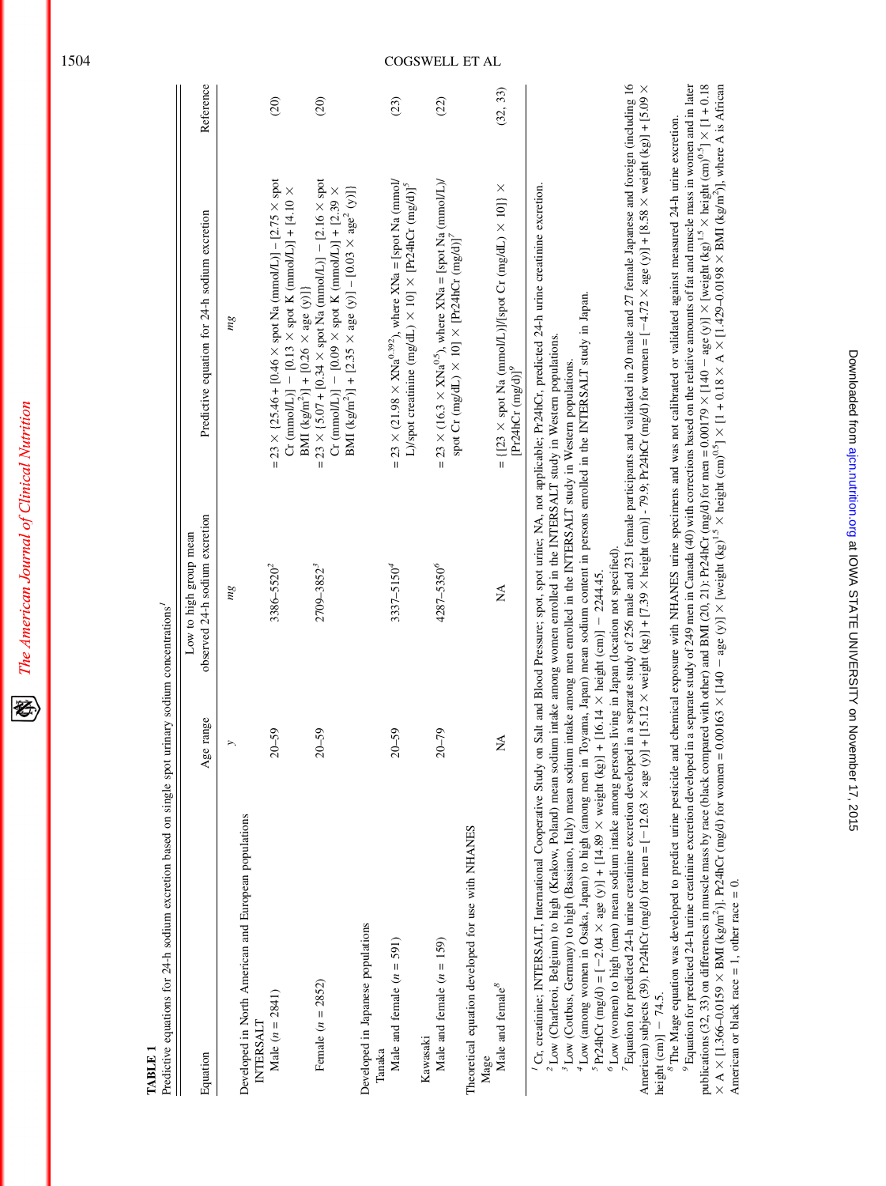**TABLE 1**

Predictive equations for 24-h sodium excretion based on single spot urinary sodium concentrations[1]

| Equation | Age range | Low to high group mean observed 24-h sodium excretion | Predictive equation for 24-h sodium excretion | Reference |
|---|---|---|---|---|
| | *y* | *mg* | *mg* | |
| Developed in North American and European populations | | | | |
| INTERSALT | | | | |
| Male (*n* = 2841) | 20–59 | 3386–5520[2] | = 23 × {25.46 + [0.46 × spot Na (mmol/L)] − [2.75 × spot Cr (mmol/L)] − [0.13 × spot K (mmol/L)] + [4.10 × BMI (kg/m$^2$)] + [0.26 × age (y)]} | (20) |
| Female (*n* = 2852) | 20–59 | 2709–3852[3] | = 23 × {5.07 + [0.34 × spot Na (mmol/L)] − [2.16 × spot Cr (mmol/L)] − [0.09 × spot K (mmol/L)] + [2.39 × BMI (kg/m$^2$)] + [2.35 × age (y)] − [0.03 × age$^2$ (y)]} | (20) |
| Developed in Japanese populations | | | | |
| Tanaka | | | | |
| Male and female (*n* = 591) | 20–59 | 3337–5150[4] | = 23 × (21.98 × XNa$^{0.392}$), where XNa = [spot Na (mmol/L)/spot creatinine (mg/dL) × 10] × [Pr24hCr (mg/d)][5] | (23) |
| Kawasaki | | | | |
| Male and female (*n* = 159) | 20–79 | 4287–5350[6] | = 23 × (16.3 × XNa$^{0.5}$), where XNa = [spot Na (mmol/L)/spot Cr (mg/dL) × 10] × [Pr24hCr (mg/d)][7] | (22) |
| Theoretical equation developed for use with NHANES | | | | |
| Mage | | | | |
| Male and female[8] | NA | NA | = {[23 × spot Na (mmol/L)]/[spot Cr (mg/dL) × 10]} × [Pr24hCr (mg/d)][9] | (32, 33) |

[1] Cr, creatinine; INTERSALT, International Cooperative Study on Salt and Blood Pressure; spot, spot urine; NA, not applicable; Pr24hCr, predicted 24-h urine creatinine excretion.

[2] Low (Charleroi, Belgium) to high (Krakow, Poland) mean sodium intake among women enrolled in the INTERSALT study in Western populations.

[3] Low (Cottbus, Germany) to high (Bassiano, Italy) mean sodium intake among men enrolled in the INTERSALT study in Western populations.

[4] Low (among women in Osaka, Japan) to high (among men in Toyama, Japan) mean sodium content in persons enrolled in the INTERSALT study in Japan.

[5] Pr24hCr (mg/d) = [−2.04 × age (y)] + [14.89 × weight (kg)] + [16.14 × height (cm)] − 2244.45.

[6] Low (women) to high (men) mean sodium intake among persons living in Japan (location not specified).

[7] Equation for predicted 24-h urine creatinine excretion developed in a separate study of 256 male and 231 female participants and validated in 20 male and 27 female Japanese and foreign (including 16 American) subjects (39). Pr24hCr (mg/d) for men = [−12.63 × age (y)] + [15.12 × weight (kg)] + [7.39 × height (cm)] - 79.9; Pr24hCr (mg/d) for women = [−4.72 × age (y)] + [8.58 × weight (kg)] + [5.09 × height (cm)] − 74.5.

[8] The Mage equation was developed to predict urine pesticide and chemical exposure with NHANES urine specimens and was not calibrated or validated against measured 24-h urine excretion.

[9] Equation for predicted 24-h urine creatinine excretion developed in a separate study of 249 men in Canada (40) with corrections based on the relative amounts of fat and muscle mass in women and in later publications (32, 33) on differences in muscle mass by race (black compared with other) and BMI (20, 21): Pr24hCr (mg/d) for men = 0.00179 × [140 − age (y)] × [weight (kg)$^{1.5}$ × height (cm)$^{0.5}$] × [1 + 0.18 × A × [1.366–0.0159 × BMI (kg/m$^2$)]. Pr24hCr (mg/d) for women = 0.00163 × [140 − age (y)] × [weight (kg)$^{1.5}$ × height (cm)$^{0.5}$] × [1 + 0.18 × A × [1.429–0.0198 × BMI (kg/m$^2$)], where A is African American or black race = 1, other race = 0.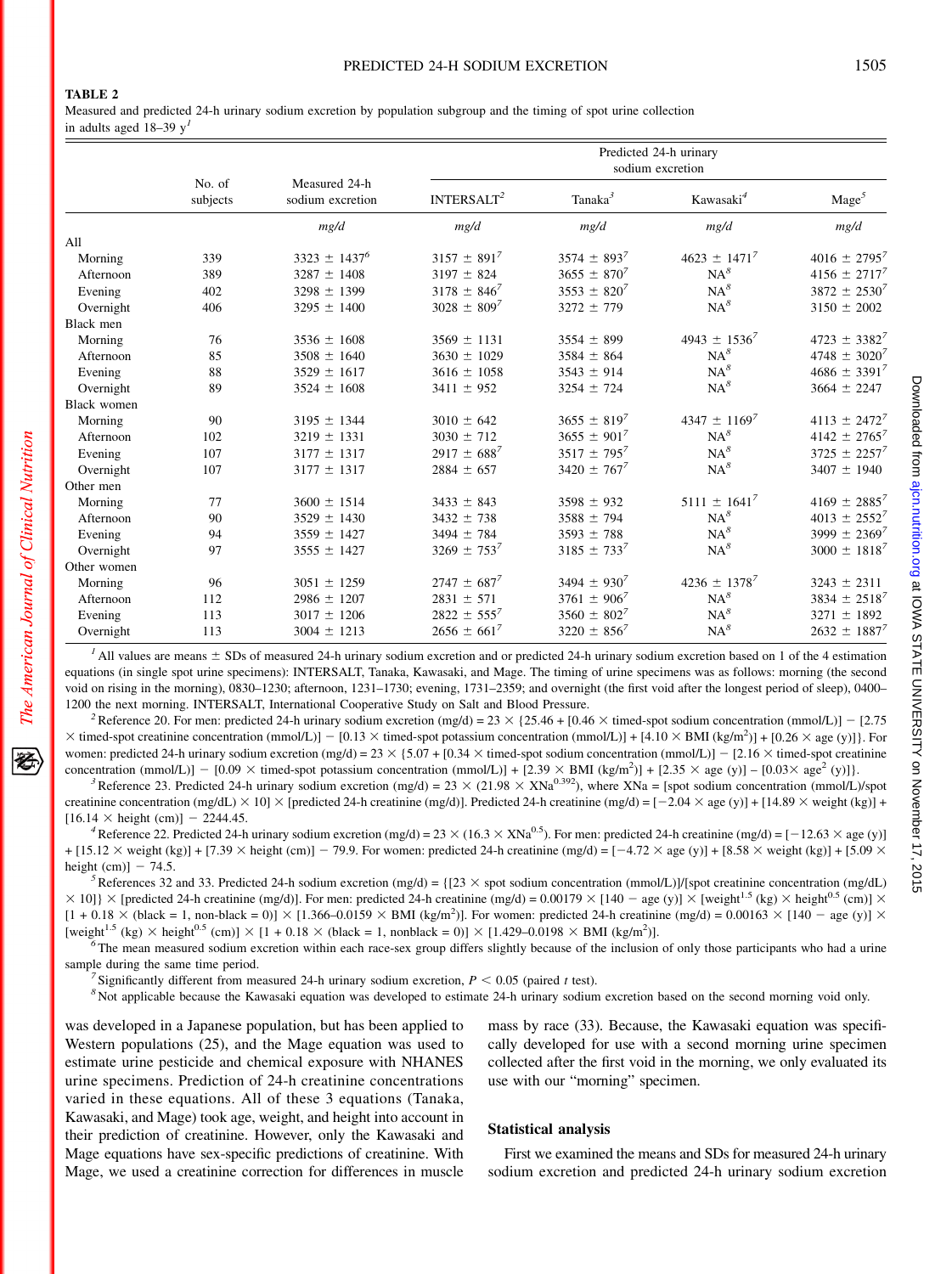**TABLE 2**

Measured and predicted 24-h urinary sodium excretion by population subgroup and the timing of spot urine collection in adults aged 18–39 y[1]

| | No. of subjects | Measured 24-h sodium excretion | Predicted 24-h urinary sodium excretion | | | |
|---|---|---|---|---|---|---|
| | | | INTERSALT[2] | Tanaka[3] | Kawasaki[4] | Mage[5] |
| | | *mg/d* | *mg/d* | *mg/d* | *mg/d* | *mg/d* |
| All | | | | | | |
| Morning | 339 | 3323 ± 1437[6] | 3157 ± 891[7] | 3574 ± 893[7] | 4623 ± 1471[7] | 4016 ± 2795[7] |
| Afternoon | 389 | 3287 ± 1408 | 3197 ± 824 | 3655 ± 870[7] | NA[8] | 4156 ± 2717[7] |
| Evening | 402 | 3298 ± 1399 | 3178 ± 846[7] | 3553 ± 820[7] | NA[8] | 3872 ± 2530[7] |
| Overnight | 406 | 3295 ± 1400 | 3028 ± 809[7] | 3272 ± 779 | NA[8] | 3150 ± 2002 |
| Black men | | | | | | |
| Morning | 76 | 3536 ± 1608 | 3569 ± 1131 | 3554 ± 899 | 4943 ± 1536[7] | 4723 ± 3382[7] |
| Afternoon | 85 | 3508 ± 1640 | 3630 ± 1029 | 3584 ± 864 | NA[8] | 4748 ± 3020[7] |
| Evening | 88 | 3529 ± 1617 | 3616 ± 1058 | 3543 ± 914 | NA[8] | 4686 ± 3391[7] |
| Overnight | 89 | 3524 ± 1608 | 3411 ± 952 | 3254 ± 724 | NA[8] | 3664 ± 2247 |
| Black women | | | | | | |
| Morning | 90 | 3195 ± 1344 | 3010 ± 642 | 3655 ± 819[7] | 4347 ± 1169[7] | 4113 ± 2472[7] |
| Afternoon | 102 | 3219 ± 1331 | 3030 ± 712 | 3655 ± 901[7] | NA[8] | 4142 ± 2765[7] |
| Evening | 107 | 3177 ± 1317 | 2917 ± 688[7] | 3517 ± 795[7] | NA[8] | 3725 ± 2257[7] |
| Overnight | 107 | 3177 ± 1317 | 2884 ± 657 | 3420 ± 767[7] | NA[8] | 3407 ± 1940 |
| Other men | | | | | | |
| Morning | 77 | 3600 ± 1514 | 3433 ± 843 | 3598 ± 932 | 5111 ± 1641[7] | 4169 ± 2885[7] |
| Afternoon | 90 | 3529 ± 1430 | 3432 ± 738 | 3588 ± 794 | NA[8] | 4013 ± 2552[7] |
| Evening | 94 | 3559 ± 1427 | 3494 ± 784 | 3593 ± 788 | NA[8] | 3999 ± 2369[7] |
| Overnight | 97 | 3555 ± 1427 | 3269 ± 753[7] | 3185 ± 733[7] | NA[8] | 3000 ± 1818[7] |
| Other women | | | | | | |
| Morning | 96 | 3051 ± 1259 | 2747 ± 687[7] | 3494 ± 930[7] | 4236 ± 1378[7] | 3243 ± 2311 |
| Afternoon | 112 | 2986 ± 1207 | 2831 ± 571 | 3761 ± 906[7] | NA[8] | 3834 ± 2518[7] |
| Evening | 113 | 3017 ± 1206 | 2822 ± 555[7] | 3560 ± 802[7] | NA[8] | 3271 ± 1892 |
| Overnight | 113 | 3004 ± 1213 | 2656 ± 661[7] | 3220 ± 856[7] | NA[8] | 2632 ± 1887[7] |

[1] All values are means ± SDs of measured 24-h urinary sodium excretion and or predicted 24-h urinary sodium excretion based on 1 of the 4 estimation equations (in single spot urine specimens): INTERSALT, Tanaka, Kawasaki, and Mage. The timing of urine specimens was as follows: morning (the second void on rising in the morning), 0830–1230; afternoon, 1231–1730; evening, 1731–2359; and overnight (the first void after the longest period of sleep), 0400–1200 the next morning. INTERSALT, International Cooperative Study on Salt and Blood Pressure.

[2] Reference 20. For men: predicted 24-h urinary sodium excretion (mg/d) = 23 × {25.46 + [0.46 × timed-spot sodium concentration (mmol/L)] − [2.75 × timed-spot creatinine concentration (mmol/L)] − [0.13 × timed-spot potassium concentration (mmol/L)] + [4.10 × BMI (kg/m$^2$)] + [0.26 × age (y)]}. For women: predicted 24-h urinary sodium excretion (mg/d) = 23 × {5.07 + [0.34 × timed-spot sodium concentration (mmol/L)] − [2.16 × timed-spot creatinine concentration (mmol/L)] − [0.09 × timed-spot potassium concentration (mmol/L)] + [2.39 × BMI (kg/m$^2$)] + [2.35 × age (y)] − [0.03× age$^2$ (y)]}.

[3] Reference 23. Predicted 24-h urinary sodium excretion (mg/d) = 23 × (21.98 × XNa$^{0.392}$), where XNa = [spot sodium concentration (mmol/L)/spot creatinine concentration (mg/dL) × 10] × [predicted 24-h creatinine (mg/d)]. Predicted 24-h creatinine (mg/d) = [−2.04 × age (y)] + [14.89 × weight (kg)] + [16.14 × height (cm)] − 2244.45.

[4] Reference 22. Predicted 24-h urinary sodium excretion (mg/d) = 23 × (16.3 × XNa$^{0.5}$). For men: predicted 24-h creatinine (mg/d) = [−12.63 × age (y)] + [15.12 × weight (kg)] + [7.39 × height (cm)] − 79.9. For women: predicted 24-h creatinine (mg/d) = [−4.72 × age (y)] + [8.58 × weight (kg)] + [5.09 × height (cm)] − 74.5.

[5] References 32 and 33. Predicted 24-h sodium excretion (mg/d) = {[23 × spot sodium concentration (mmol/L)]/[spot creatinine concentration (mg/dL) × 10]} × [predicted 24-h creatinine (mg/d)]. For men: predicted 24-h creatinine (mg/d) = 0.00179 × [140 − age (y)] × [weight$^{1.5}$ (kg) × height$^{0.5}$ (cm)] × [1 + 0.18 × (black = 1, non-black = 0)] × [1.366–0.0159 × BMI (kg/m$^2$)]. For women: predicted 24-h creatinine (mg/d) = 0.00163 × [140 − age (y)] × [weight$^{1.5}$ (kg) × height$^{0.5}$ (cm)] × [1 + 0.18 × (black = 1, nonblack = 0)] × [1.429–0.0198 × BMI (kg/m$^2$)].

[6] The mean measured sodium excretion within each race-sex group differs slightly because of the inclusion of only those participants who had a urine sample during the same time period.

[7] Significantly different from measured 24-h urinary sodium excretion, $P < 0.05$ (paired $t$ test).

[8] Not applicable because the Kawasaki equation was developed to estimate 24-h urinary sodium excretion based on the second morning void only.

was developed in a Japanese population, but has been applied to Western populations (25), and the Mage equation was used to estimate urine pesticide and chemical exposure with NHANES urine specimens. Prediction of 24-h creatinine concentrations varied in these equations. All of these 3 equations (Tanaka, Kawasaki, and Mage) took age, weight, and height into account in their prediction of creatinine. However, only the Kawasaki and Mage equations have sex-specific predictions of creatinine. With Mage, we used a creatinine correction for differences in muscle mass by race (33). Because, the Kawasaki equation was specifically developed for use with a second morning urine specimen collected after the first void in the morning, we only evaluated its use with our "morning" specimen.

### Statistical analysis

First we examined the means and SDs for measured 24-h urinary sodium excretion and predicted 24-h urinary sodium excretion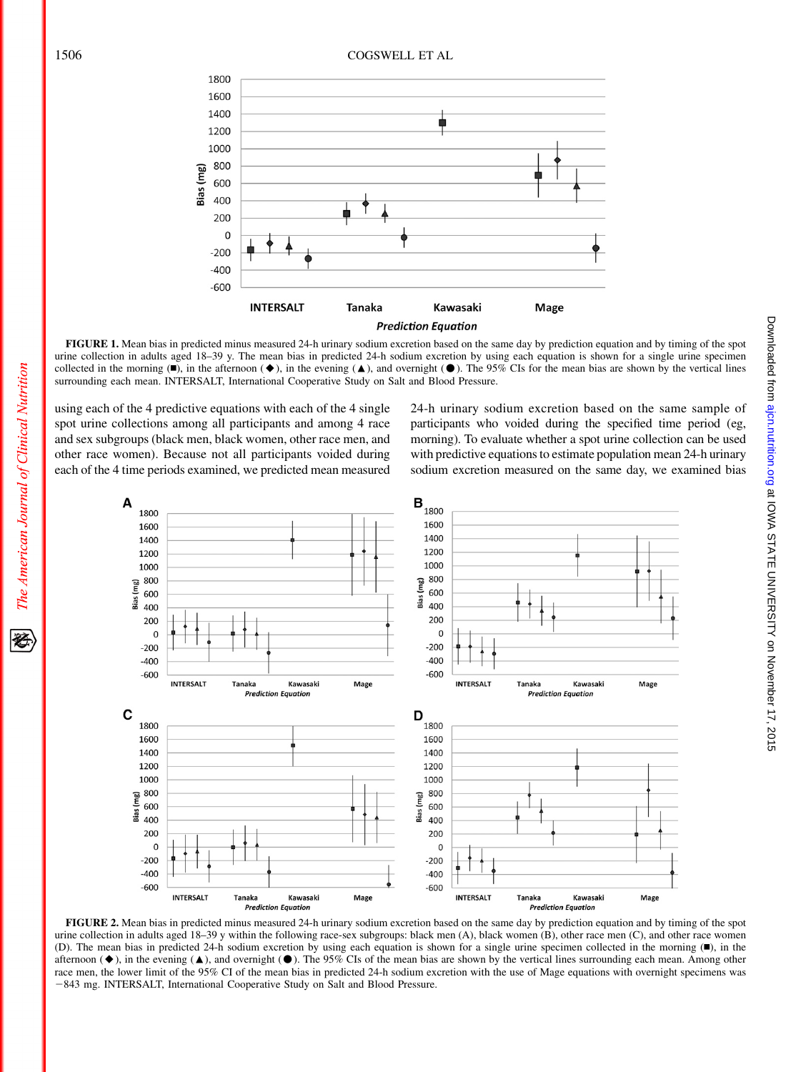**FIGURE 1.** Mean bias in predicted minus measured 24-h urinary sodium excretion based on the same day by prediction equation and by timing of the spot urine collection in adults aged 18–39 y. The mean bias in predicted 24-h sodium excretion by using each equation is shown for a single urine specimen collected in the morning (■), in the afternoon (◆), in the evening (▲), and overnight (●). The 95% CIs for the mean bias are shown by the vertical lines surrounding each mean. INTERSALT, International Cooperative Study on Salt and Blood Pressure.

using each of the 4 predictive equations with each of the 4 single spot urine collections among all participants and among 4 race and sex subgroups (black men, black women, other race men, and other race women). Because not all participants voided during each of the 4 time periods examined, we predicted mean measured 24-h urinary sodium excretion based on the same sample of participants who voided during the specified time period (eg, morning). To evaluate whether a spot urine collection can be used with predictive equations to estimate population mean 24-h urinary sodium excretion measured on the same day, we examined bias

**FIGURE 2.** Mean bias in predicted minus measured 24-h urinary sodium excretion based on the same day by prediction equation and by timing of the spot urine collection in adults aged 18–39 y within the following race-sex subgroups: black men (A), black women (B), other race men (C), and other race women (D). The mean bias in predicted 24-h sodium excretion by using each equation is shown for a single urine specimen collected in the morning (■), in the afternoon (◆), in the evening (▲), and overnight (●). The 95% CIs of the mean bias are shown by the vertical lines surrounding each mean. Among other race men, the lower limit of the 95% CI of the mean bias in predicted 24-h sodium excretion with the use of Mage equations with overnight specimens was −843 mg. INTERSALT, International Cooperative Study on Salt and Blood Pressure.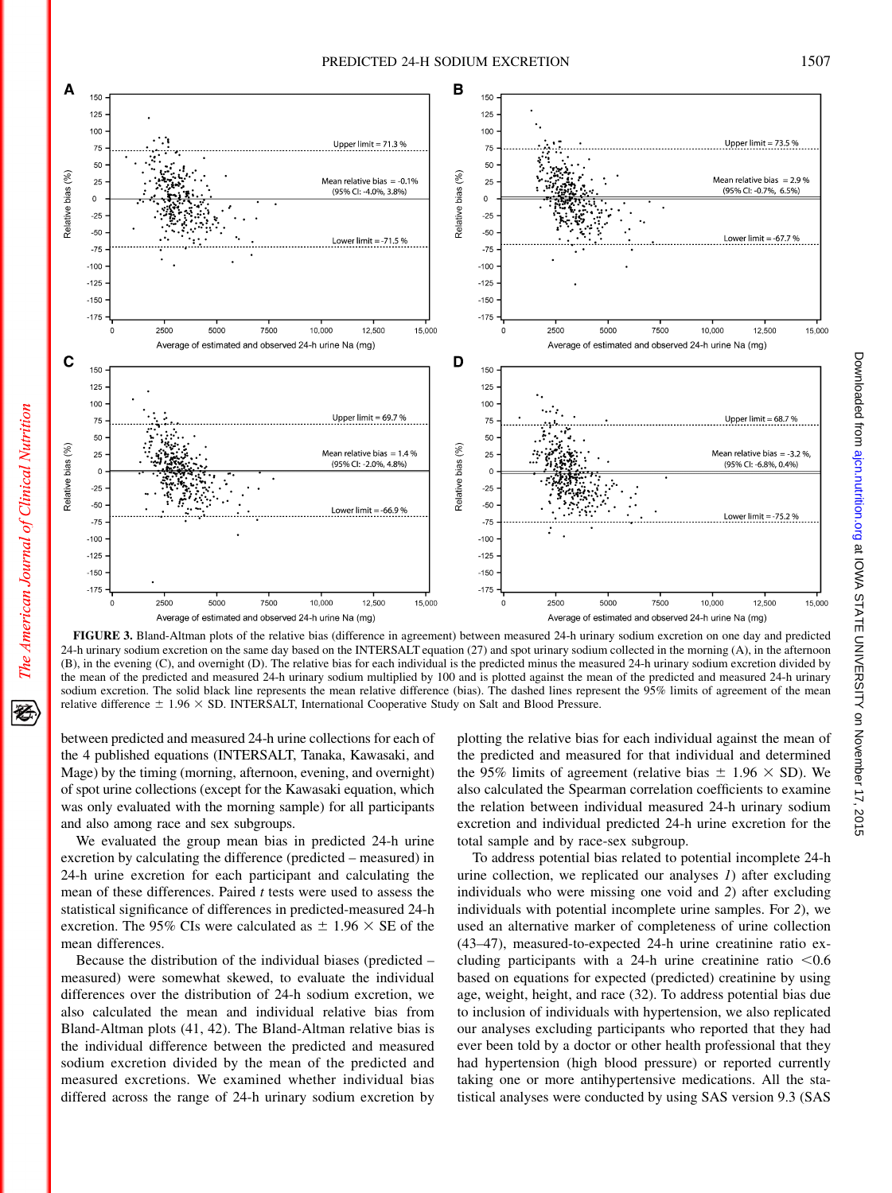FIGURE 3. Bland-Altman plots of the relative bias (difference in agreement) between measured 24-h urinary sodium excretion on one day and predicted 24-h urinary sodium excretion on the same day based on the INTERSALT equation (27) and spot urinary sodium collected in the morning (A), in the afternoon (B), in the evening (C), and overnight (D). The relative bias for each individual is the predicted minus the measured 24-h urinary sodium excretion divided by the mean of the predicted and measured 24-h urinary sodium multiplied by 100 and is plotted against the mean of the predicted and measured 24-h urinary sodium excretion. The solid black line represents the mean relative difference (bias). The dashed lines represent the 95% limits of agreement of the mean relative difference ± 1.96 × SD. INTERSALT, International Cooperative Study on Salt and Blood Pressure.

between predicted and measured 24-h urine collections for each of the 4 published equations (INTERSALT, Tanaka, Kawasaki, and Mage) by the timing (morning, afternoon, evening, and overnight) of spot urine collections (except for the Kawasaki equation, which was only evaluated with the morning sample) for all participants and also among race and sex subgroups.

We evaluated the group mean bias in predicted 24-h urine excretion by calculating the difference (predicted – measured) in 24-h urine excretion for each participant and calculating the mean of these differences. Paired *t* tests were used to assess the statistical significance of differences in predicted-measured 24-h excretion. The 95% CIs were calculated as ± 1.96 × SE of the mean differences.

Because the distribution of the individual biases (predicted – measured) were somewhat skewed, to evaluate the individual differences over the distribution of 24-h sodium excretion, we also calculated the mean and individual relative bias from Bland-Altman plots (41, 42). The Bland-Altman relative bias is the individual difference between the predicted and measured sodium excretion divided by the mean of the predicted and measured excretions. We examined whether individual bias differed across the range of 24-h urinary sodium excretion by plotting the relative bias for each individual against the mean of the predicted and measured for that individual and determined the 95% limits of agreement (relative bias ± 1.96 × SD). We also calculated the Spearman correlation coefficients to examine the relation between individual measured 24-h urinary sodium excretion and individual predicted 24-h urine excretion for the total sample and by race-sex subgroup.

To address potential bias related to potential incomplete 24-h urine collection, we replicated our analyses *1*) after excluding individuals who were missing one void and *2*) after excluding individuals with potential incomplete urine samples. For *2*), we used an alternative marker of completeness of urine collection (43–47), measured-to-expected 24-h urine creatinine ratio excluding participants with a 24-h urine creatinine ratio <0.6 based on equations for expected (predicted) creatinine by using age, weight, height, and race (32). To address potential bias due to inclusion of individuals with hypertension, we also replicated our analyses excluding participants who reported that they had ever been told by a doctor or other health professional that they had hypertension (high blood pressure) or reported currently taking one or more antihypertensive medications. All the statistical analyses were conducted by using SAS version 9.3 (SAS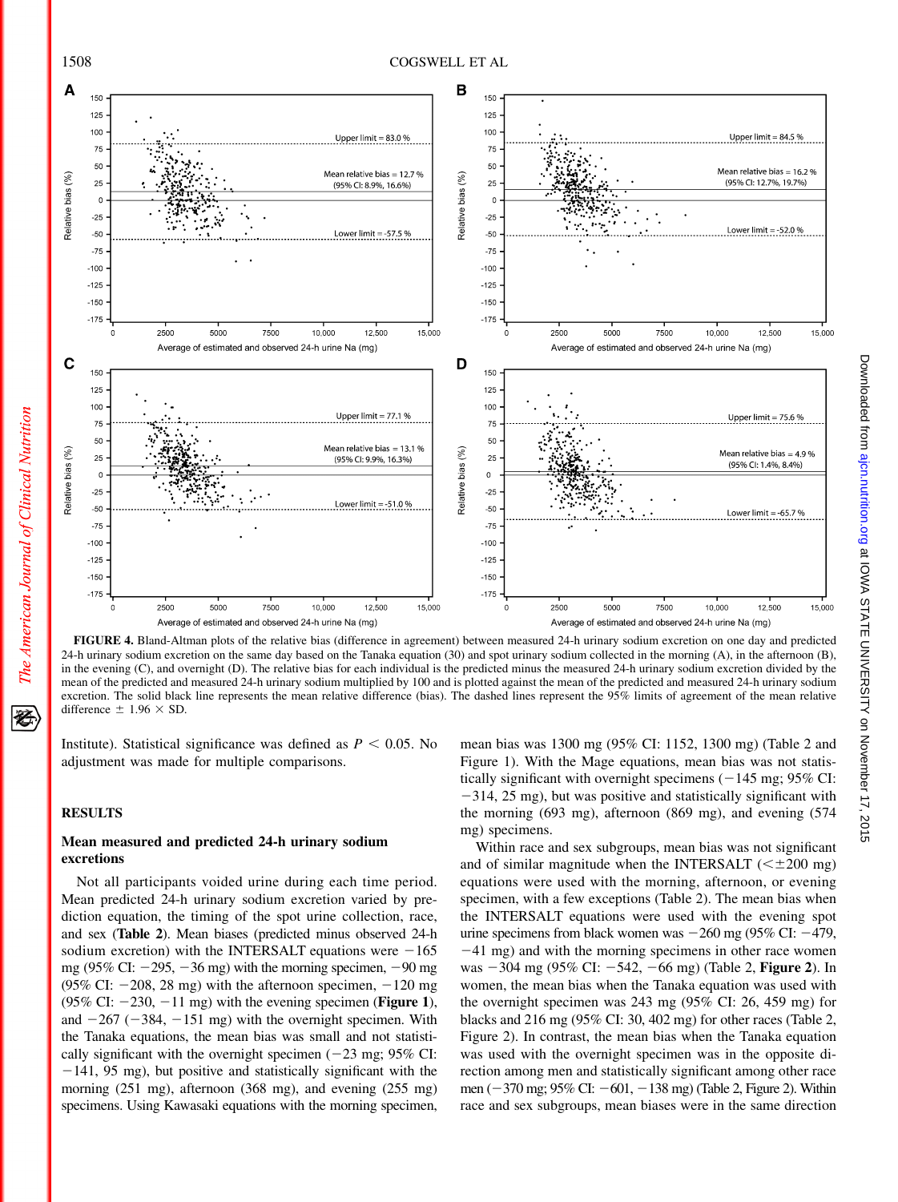FIGURE 4. Bland-Altman plots of the relative bias (difference in agreement) between measured 24-h urinary sodium excretion on one day and predicted 24-h urinary sodium excretion on the same day based on the Tanaka equation (30) and spot urinary sodium collected in the morning (A), in the afternoon (B), in the evening (C), and overnight (D). The relative bias for each individual is the predicted minus the measured 24-h urinary sodium excretion divided by the mean of the predicted and measured 24-h urinary sodium multiplied by 100 and is plotted against the mean of the predicted and measured 24-h urinary sodium excretion. The solid black line represents the mean relative difference (bias). The dashed lines represent the 95% limits of agreement of the mean relative difference ± 1.96 × SD.

Institute). Statistical significance was defined as $P < 0.05$. No adjustment was made for multiple comparisons.

## RESULTS

### Mean measured and predicted 24-h urinary sodium excretions

Not all participants voided urine during each time period. Mean predicted 24-h urinary sodium excretion varied by prediction equation, the timing of the spot urine collection, race, and sex (**Table 2**). Mean biases (predicted minus observed 24-h sodium excretion) with the INTERSALT equations were −165 mg (95% CI: −295, −36 mg) with the morning specimen, −90 mg (95% CI: −208, 28 mg) with the afternoon specimen, −120 mg (95% CI: −230, −11 mg) with the evening specimen (**Figure 1**), and −267 (−384, −151 mg) with the overnight specimen. With the Tanaka equations, the mean bias was small and not statistically significant with the overnight specimen (−23 mg; 95% CI: −141, 95 mg), but positive and statistically significant with the morning (251 mg), afternoon (368 mg), and evening (255 mg) specimens. Using Kawasaki equations with the morning specimen, mean bias was 1300 mg (95% CI: 1152, 1300 mg) (Table 2 and Figure 1). With the Mage equations, mean bias was not statistically significant with overnight specimens (−145 mg; 95% CI: −314, 25 mg), but was positive and statistically significant with the morning (693 mg), afternoon (869 mg), and evening (574 mg) specimens.

Within race and sex subgroups, mean bias was not significant and of similar magnitude when the INTERSALT (<±200 mg) equations were used with the morning, afternoon, or evening specimen, with a few exceptions (Table 2). The mean bias when the INTERSALT equations were used with the evening spot urine specimens from black women was −260 mg (95% CI: −479, −41 mg) and with the morning specimens in other race women was −304 mg (95% CI: −542, −66 mg) (Table 2, **Figure 2**). In women, the mean bias when the Tanaka equation was used with the overnight specimen was 243 mg (95% CI: 26, 459 mg) for blacks and 216 mg (95% CI: 30, 402 mg) for other races (Table 2, Figure 2). In contrast, the mean bias when the Tanaka equation was used with the overnight specimen was in the opposite direction among men and statistically significant among other race men (−370 mg; 95% CI: −601, −138 mg) (Table 2, Figure 2). Within race and sex subgroups, mean biases were in the same direction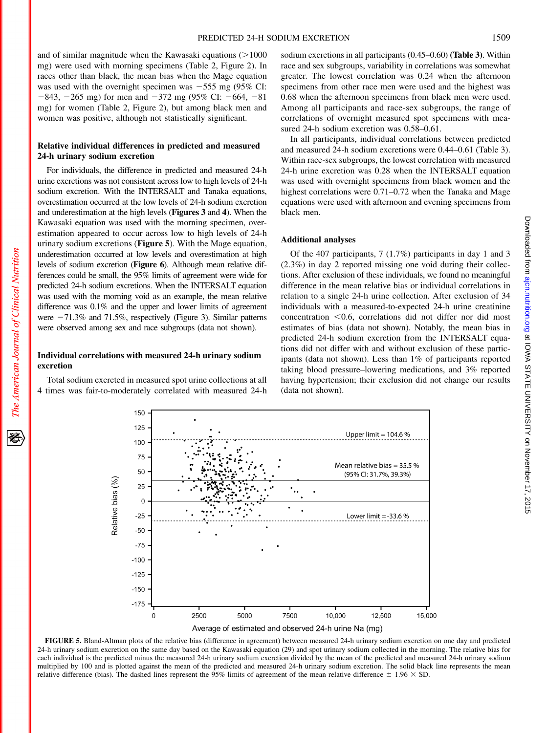and of similar magnitude when the Kawasaki equations (>1000 mg) were used with morning specimens (Table 2, Figure 2). In races other than black, the mean bias when the Mage equation was used with the overnight specimen was −555 mg (95% CI: −843, −265 mg) for men and −372 mg (95% CI: −664, −81 mg) for women (Table 2, Figure 2), but among black men and women was positive, although not statistically significant.

### Relative individual differences in predicted and measured 24-h urinary sodium excretion

For individuals, the difference in predicted and measured 24-h urine excretions was not consistent across low to high levels of 24-h sodium excretion. With the INTERSALT and Tanaka equations, overestimation occurred at the low levels of 24-h sodium excretion and underestimation at the high levels (**Figures 3** and **4**). When the Kawasaki equation was used with the morning specimen, overestimation appeared to occur across low to high levels of 24-h urinary sodium excretions (**Figure 5**). With the Mage equation, underestimation occurred at low levels and overestimation at high levels of sodium excretion (**Figure 6**). Although mean relative differences could be small, the 95% limits of agreement were wide for predicted 24-h sodium excretions. When the INTERSALT equation was used with the morning void as an example, the mean relative difference was 0.1% and the upper and lower limits of agreement were −71.3% and 71.5%, respectively (Figure 3). Similar patterns were observed among sex and race subgroups (data not shown).

### Individual correlations with measured 24-h urinary sodium excretion

Total sodium excreted in measured spot urine collections at all 4 times was fair-to-moderately correlated with measured 24-h sodium excretions in all participants (0.45–0.60) (**Table 3**). Within race and sex subgroups, variability in correlations was somewhat greater. The lowest correlation was 0.24 when the afternoon specimens from other race men were used and the highest was 0.68 when the afternoon specimens from black men were used. Among all participants and race-sex subgroups, the range of correlations of overnight measured spot specimens with measured 24-h sodium excretion was 0.58–0.61.

In all participants, individual correlations between predicted and measured 24-h sodium excretions were 0.44–0.61 (Table 3). Within race-sex subgroups, the lowest correlation with measured 24-h urine excretion was 0.28 when the INTERSALT equation was used with overnight specimens from black women and the highest correlations were 0.71–0.72 when the Tanaka and Mage equations were used with afternoon and evening specimens from black men.

### Additional analyses

Of the 407 participants, 7 (1.7%) participants in day 1 and 3 (2.3%) in day 2 reported missing one void during their collections. After exclusion of these individuals, we found no meaningful difference in the mean relative bias or individual correlations in relation to a single 24-h urine collection. After exclusion of 34 individuals with a measured-to-expected 24-h urine creatinine concentration <0.6, correlations did not differ nor did most estimates of bias (data not shown). Notably, the mean bias in predicted 24-h sodium excretion from the INTERSALT equations did not differ with and without exclusion of these participants (data not shown). Less than 1% of participants reported taking blood pressure–lowering medications, and 3% reported having hypertension; their exclusion did not change our results (data not shown).

**FIGURE 5.** Bland-Altman plots of the relative bias (difference in agreement) between measured 24-h urinary sodium excretion on one day and predicted 24-h urinary sodium excretion on the same day based on the Kawasaki equation (29) and spot urinary sodium collected in the morning. The relative bias for each individual is the predicted minus the measured 24-h urinary sodium excretion divided by the mean of the predicted and measured 24-h urinary sodium multiplied by 100 and is plotted against the mean of the predicted and measured 24-h urinary sodium excretion. The solid black line represents the mean relative difference (bias). The dashed lines represent the 95% limits of agreement of the mean relative difference ± 1.96 × SD.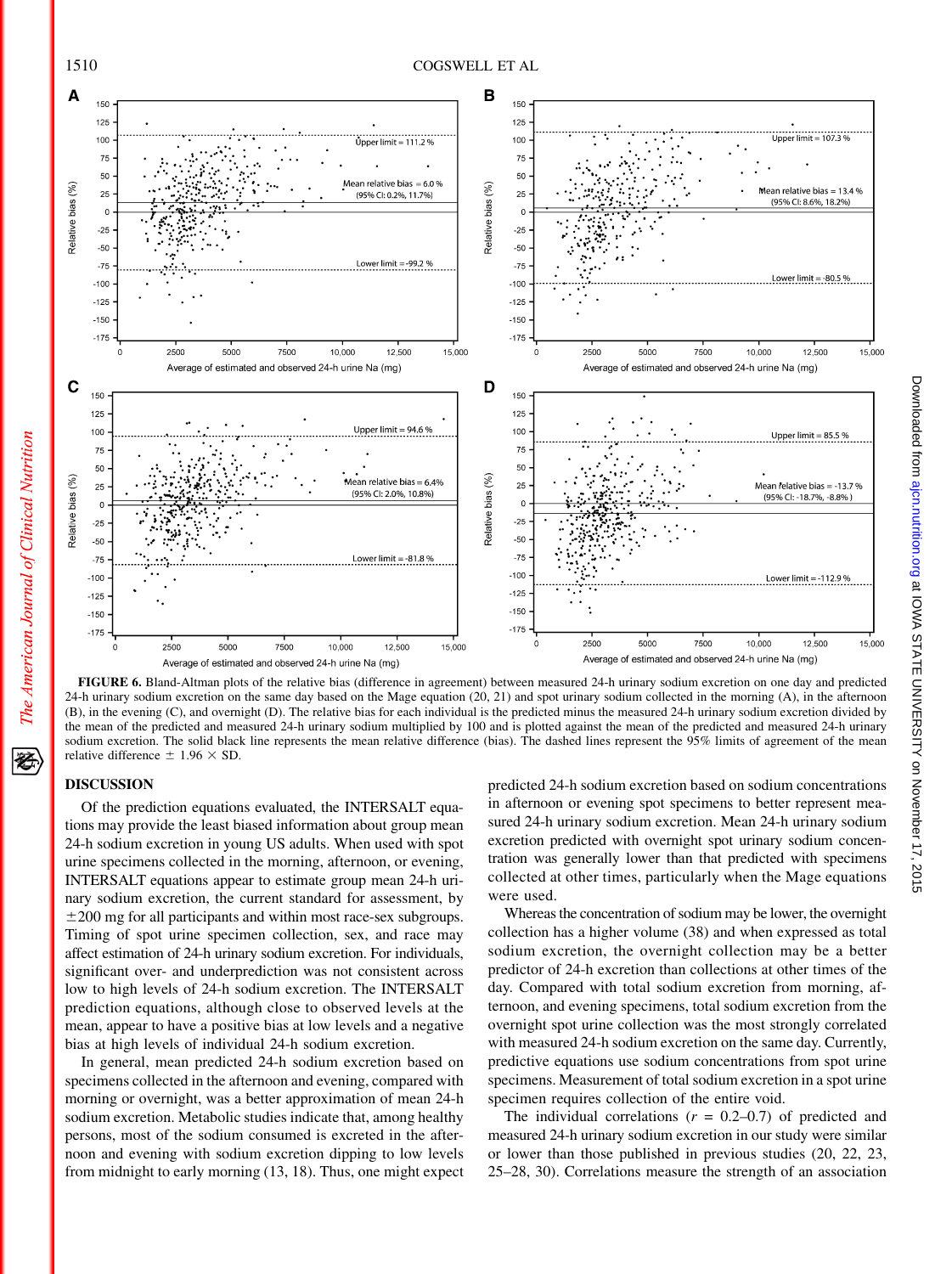**FIGURE 6.** Bland-Altman plots of the relative bias (difference in agreement) between measured 24-h urinary sodium excretion on one day and predicted 24-h urinary sodium excretion on the same day based on the Mage equation (20, 21) and spot urinary sodium collected in the morning (A), in the afternoon (B), in the evening (C), and overnight (D). The relative bias for each individual is the predicted minus the measured 24-h urinary sodium excretion divided by the mean of the predicted and measured 24-h urinary sodium multiplied by 100 and is plotted against the mean of the predicted and measured 24-h urinary sodium excretion. The solid black line represents the mean relative difference (bias). The dashed lines represent the 95% limits of agreement of the mean relative difference ± 1.96 × SD.

## DISCUSSION

Of the prediction equations evaluated, the INTERSALT equations may provide the least biased information about group mean 24-h sodium excretion in young US adults. When used with spot urine specimens collected in the morning, afternoon, or evening, INTERSALT equations appear to estimate group mean 24-h urinary sodium excretion, the current standard for assessment, by ±200 mg for all participants and within most race-sex subgroups. Timing of spot urine specimen collection, sex, and race may affect estimation of 24-h urinary sodium excretion. For individuals, significant over- and underprediction was not consistent across low to high levels of 24-h sodium excretion. The INTERSALT prediction equations, although close to observed levels at the mean, appear to have a positive bias at low levels and a negative bias at high levels of individual 24-h sodium excretion.

In general, mean predicted 24-h sodium excretion based on specimens collected in the afternoon and evening, compared with morning or overnight, was a better approximation of mean 24-h sodium excretion. Metabolic studies indicate that, among healthy persons, most of the sodium consumed is excreted in the afternoon and evening with sodium excretion dipping to low levels from midnight to early morning (13, 18). Thus, one might expect predicted 24-h sodium excretion based on sodium concentrations in afternoon or evening spot specimens to better represent measured 24-h urinary sodium excretion. Mean 24-h urinary sodium excretion predicted with overnight spot urinary sodium concentration was generally lower than that predicted with specimens collected at other times, particularly when the Mage equations were used.

Whereas the concentration of sodium may be lower, the overnight collection has a higher volume (38) and when expressed as total sodium excretion, the overnight collection may be a better predictor of 24-h excretion than collections at other times of the day. Compared with total sodium excretion from morning, afternoon, and evening specimens, total sodium excretion from the overnight spot urine collection was the most strongly correlated with measured 24-h sodium excretion on the same day. Currently, predictive equations use sodium concentrations from spot urine specimens. Measurement of total sodium excretion in a spot urine specimen requires collection of the entire void.

The individual correlations ($r$ = 0.2–0.7) of predicted and measured 24-h urinary sodium excretion in our study were similar or lower than those published in previous studies (20, 22, 23, 25–28, 30). Correlations measure the strength of an association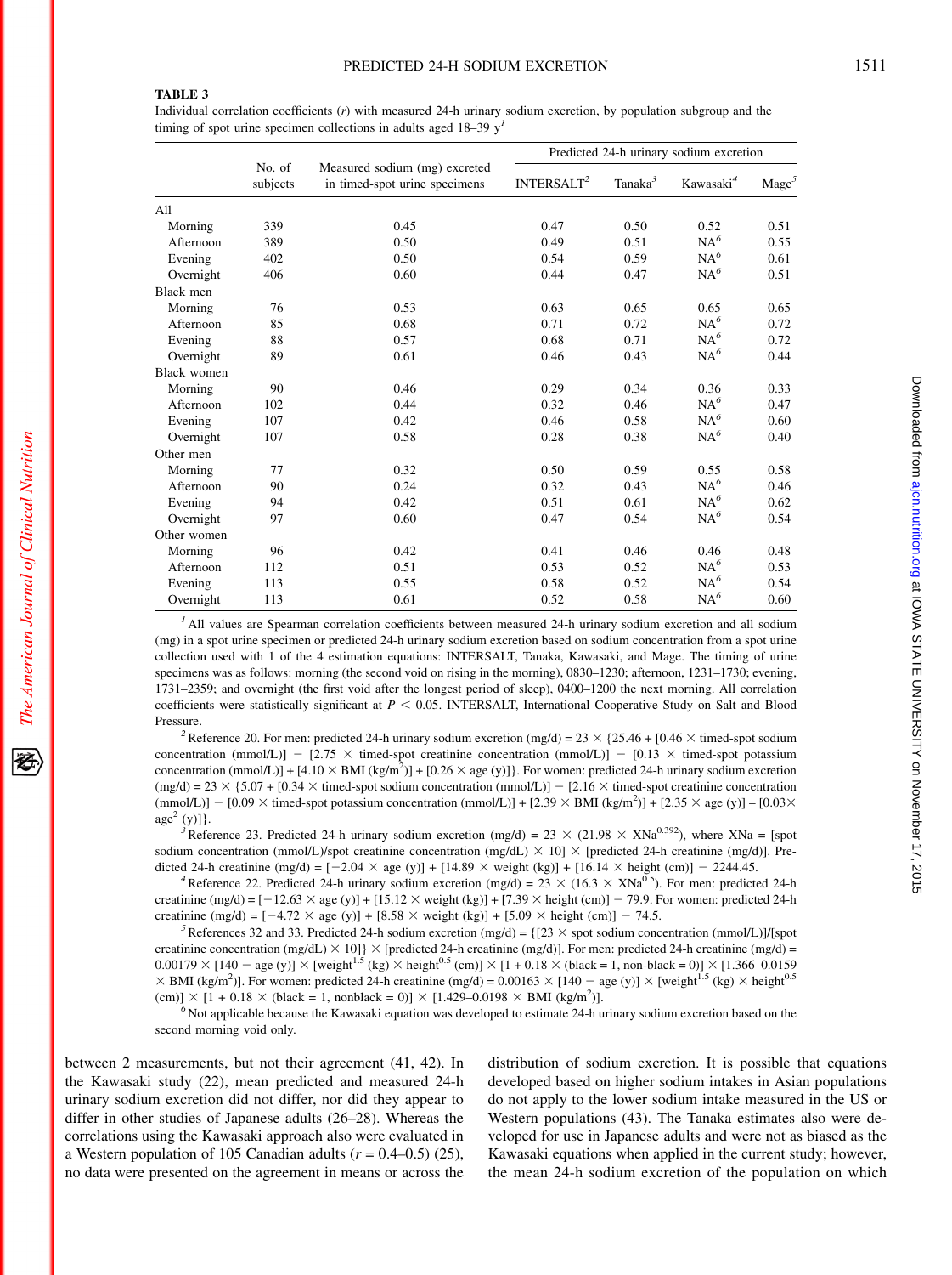**TABLE 3**
Individual correlation coefficients ($r$) with measured 24-h urinary sodium excretion, by population subgroup and the timing of spot urine specimen collections in adults aged 18–39 y[1]

| | No. of subjects | Measured sodium (mg) excreted in timed-spot urine specimens | Predicted 24-h urinary sodium excretion | | | |
|---|---|---|---|---|---|---|
| | | | INTERSALT[2] | Tanaka[3] | Kawasaki[4] | Mage[5] |
| All | | | | | | |
| Morning | 339 | 0.45 | 0.47 | 0.50 | 0.52 | 0.51 |
| Afternoon | 389 | 0.50 | 0.49 | 0.51 | NA[6] | 0.55 |
| Evening | 402 | 0.50 | 0.54 | 0.59 | NA[6] | 0.61 |
| Overnight | 406 | 0.60 | 0.44 | 0.47 | NA[6] | 0.51 |
| Black men | | | | | | |
| Morning | 76 | 0.53 | 0.63 | 0.65 | 0.65 | 0.65 |
| Afternoon | 85 | 0.68 | 0.71 | 0.72 | NA[6] | 0.72 |
| Evening | 88 | 0.57 | 0.68 | 0.71 | NA[6] | 0.72 |
| Overnight | 89 | 0.61 | 0.46 | 0.43 | NA[6] | 0.44 |
| Black women | | | | | | |
| Morning | 90 | 0.46 | 0.29 | 0.34 | 0.36 | 0.33 |
| Afternoon | 102 | 0.44 | 0.32 | 0.46 | NA[6] | 0.47 |
| Evening | 107 | 0.42 | 0.46 | 0.58 | NA[6] | 0.60 |
| Overnight | 107 | 0.58 | 0.28 | 0.38 | NA[6] | 0.40 |
| Other men | | | | | | |
| Morning | 77 | 0.32 | 0.50 | 0.59 | 0.55 | 0.58 |
| Afternoon | 90 | 0.24 | 0.32 | 0.43 | NA[6] | 0.46 |
| Evening | 94 | 0.42 | 0.51 | 0.61 | NA[6] | 0.62 |
| Overnight | 97 | 0.60 | 0.47 | 0.54 | NA[6] | 0.54 |
| Other women | | | | | | |
| Morning | 96 | 0.42 | 0.41 | 0.46 | 0.46 | 0.48 |
| Afternoon | 112 | 0.51 | 0.53 | 0.52 | NA[6] | 0.53 |
| Evening | 113 | 0.55 | 0.58 | 0.52 | NA[6] | 0.54 |
| Overnight | 113 | 0.61 | 0.52 | 0.58 | NA[6] | 0.60 |

[1] All values are Spearman correlation coefficients between measured 24-h urinary sodium excretion and all sodium (mg) in a spot urine specimen or predicted 24-h urinary sodium excretion based on sodium concentration from a spot urine collection used with 1 of the 4 estimation equations: INTERSALT, Tanaka, Kawasaki, and Mage. The timing of urine specimens was as follows: morning (the second void on rising in the morning), 0830–1230; afternoon, 1231–1730; evening, 1731–2359; and overnight (the first void after the longest period of sleep), 0400–1200 the next morning. All correlation coefficients were statistically significant at $P < 0.05$. INTERSALT, International Cooperative Study on Salt and Blood Pressure.

[2] Reference 20. For men: predicted 24-h urinary sodium excretion (mg/d) = 23 × {25.46 + [0.46 × timed-spot sodium concentration (mmol/L)] − [2.75 × timed-spot creatinine concentration (mmol/L)] − [0.13 × timed-spot potassium concentration (mmol/L)] + [4.10 × BMI (kg/m$^2$)] + [0.26 × age (y)]}. For women: predicted 24-h urinary sodium excretion (mg/d) = 23 × {5.07 + [0.34 × timed-spot sodium concentration (mmol/L)] − [2.16 × timed-spot creatinine concentration (mmol/L)] − [0.09 × timed-spot potassium concentration (mmol/L)] + [2.39 × BMI (kg/m$^2$)] + [2.35 × age (y)] – [0.03× age$^2$ (y)]}.

[3] Reference 23. Predicted 24-h urinary sodium excretion (mg/d) = 23 × (21.98 × XNa$^{0.392}$), where XNa = [spot sodium concentration (mmol/L)/spot creatinine concentration (mg/dL) × 10] × [predicted 24-h creatinine (mg/d)]. Predicted 24-h creatinine (mg/d) = [−2.04 × age (y)] + [14.89 × weight (kg)] + [16.14 × height (cm)] − 2244.45.

[4] Reference 22. Predicted 24-h urinary sodium excretion (mg/d) = 23 × (16.3 × XNa$^{0.5}$). For men: predicted 24-h creatinine (mg/d) = [−12.63 × age (y)] + [15.12 × weight (kg)] + [7.39 × height (cm)] − 79.9. For women: predicted 24-h creatinine (mg/d) = [−4.72 × age (y)] + [8.58 × weight (kg)] + [5.09 × height (cm)] − 74.5.

[5] References 32 and 33. Predicted 24-h sodium excretion (mg/d) = {[23 × spot sodium concentration (mmol/L)]/[spot creatinine concentration (mg/dL) × 10]} × [predicted 24-h creatinine (mg/d)]. For men: predicted 24-h creatinine (mg/d) = 0.00179 × [140 − age (y)] × [weight$^{1.5}$ (kg) × height$^{0.5}$ (cm)] × [1 + 0.18 × (black = 1, non-black = 0)] × [1.366–0.0159 × BMI (kg/m$^2$)]. For women: predicted 24-h creatinine (mg/d) = 0.00163 × [140 − age (y)] × [weight$^{1.5}$ (kg) × height$^{0.5}$ (cm)] × [1 + 0.18 × (black = 1, nonblack = 0)] × [1.429–0.0198 × BMI (kg/m$^2$)].

[6] Not applicable because the Kawasaki equation was developed to estimate 24-h urinary sodium excretion based on the second morning void only.

between 2 measurements, but not their agreement (41, 42). In the Kawasaki study (22), mean predicted and measured 24-h urinary sodium excretion did not differ, nor did they appear to differ in other studies of Japanese adults (26–28). Whereas the correlations using the Kawasaki approach also were evaluated in a Western population of 105 Canadian adults ($r$ = 0.4–0.5) (25), no data were presented on the agreement in means or across the distribution of sodium excretion. It is possible that equations developed based on higher sodium intakes in Asian populations do not apply to the lower sodium intake measured in the US or Western populations (43). The Tanaka estimates also were developed for use in Japanese adults and were not as biased as the Kawasaki equations when applied in the current study; however, the mean 24-h sodium excretion of the population on which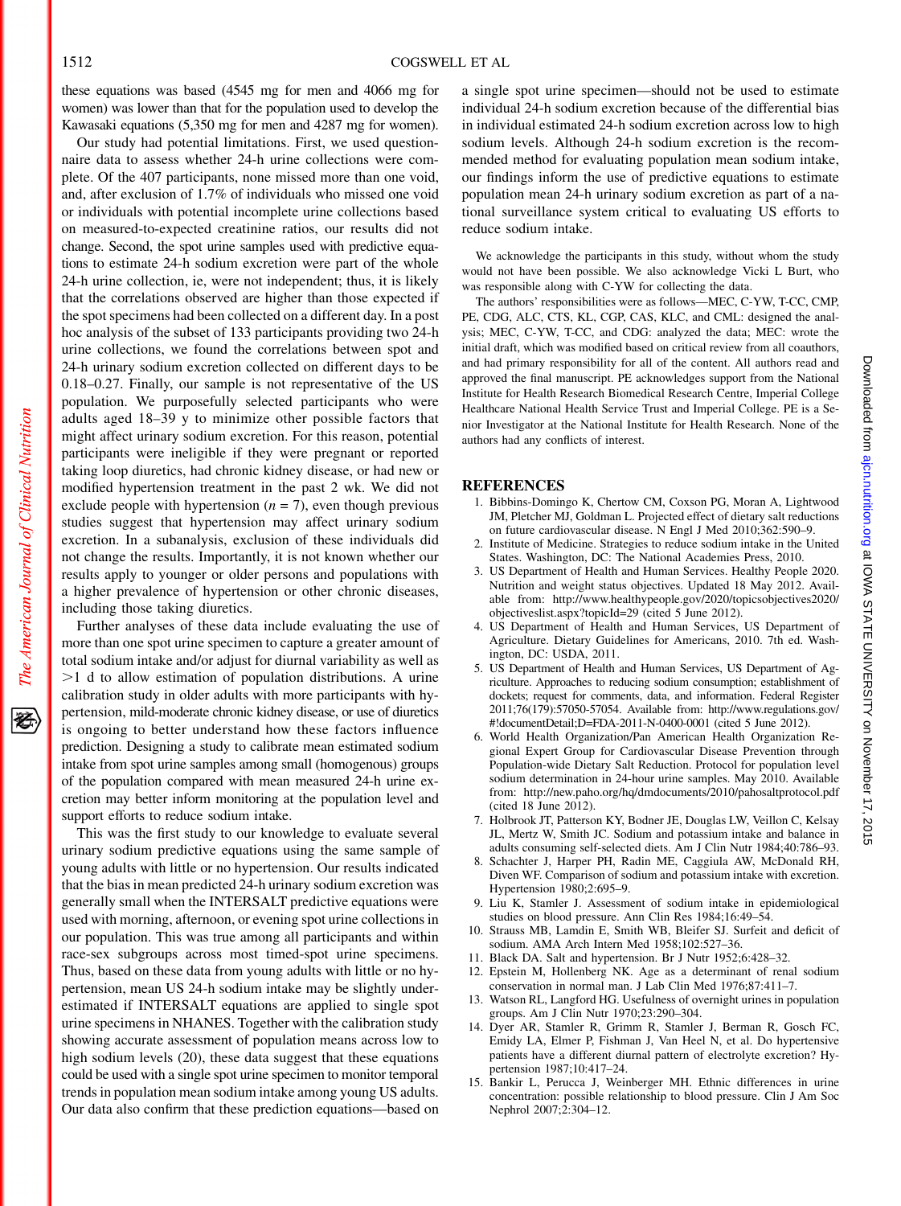these equations was based (4545 mg for men and 4066 mg for women) was lower than that for the population used to develop the Kawasaki equations (5,350 mg for men and 4287 mg for women).

Our study had potential limitations. First, we used questionnaire data to assess whether 24-h urine collections were complete. Of the 407 participants, none missed more than one void, and, after exclusion of 1.7% of individuals who missed one void or individuals with potential incomplete urine collections based on measured-to-expected creatinine ratios, our results did not change. Second, the spot urine samples used with predictive equations to estimate 24-h sodium excretion were part of the whole 24-h urine collection, ie, were not independent; thus, it is likely that the correlations observed are higher than those expected if the spot specimens had been collected on a different day. In a post hoc analysis of the subset of 133 participants providing two 24-h urine collections, we found the correlations between spot and 24-h urinary sodium excretion collected on different days to be 0.18–0.27. Finally, our sample is not representative of the US population. We purposefully selected participants who were adults aged 18–39 y to minimize other possible factors that might affect urinary sodium excretion. For this reason, potential participants were ineligible if they were pregnant or reported taking loop diuretics, had chronic kidney disease, or had new or modified hypertension treatment in the past 2 wk. We did not exclude people with hypertension ($n$ = 7), even though previous studies suggest that hypertension may affect urinary sodium excretion. In a subanalysis, exclusion of these individuals did not change the results. Importantly, it is not known whether our results apply to younger or older persons and populations with a higher prevalence of hypertension or other chronic diseases, including those taking diuretics.

Further analyses of these data include evaluating the use of more than one spot urine specimen to capture a greater amount of total sodium intake and/or adjust for diurnal variability as well as >1 d to allow estimation of population distributions. A urine calibration study in older adults with more participants with hypertension, mild-moderate chronic kidney disease, or use of diuretics is ongoing to better understand how these factors influence prediction. Designing a study to calibrate mean estimated sodium intake from spot urine samples among small (homogenous) groups of the population compared with mean measured 24-h urine excretion may better inform monitoring at the population level and support efforts to reduce sodium intake.

This was the first study to our knowledge to evaluate several urinary sodium predictive equations using the same sample of young adults with little or no hypertension. Our results indicated that the bias in mean predicted 24-h urinary sodium excretion was generally small when the INTERSALT predictive equations were used with morning, afternoon, or evening spot urine collections in our population. This was true among all participants and within race-sex subgroups across most timed-spot urine specimens. Thus, based on these data from young adults with little or no hypertension, mean US 24-h sodium intake may be slightly underestimated if INTERSALT equations are applied to single spot urine specimens in NHANES. Together with the calibration study showing accurate assessment of population means across low to high sodium levels (20), these data suggest that these equations could be used with a single spot urine specimen to monitor temporal trends in population mean sodium intake among young US adults. Our data also confirm that these prediction equations—based on a single spot urine specimen—should not be used to estimate individual 24-h sodium excretion because of the differential bias in individual estimated 24-h sodium excretion across low to high sodium levels. Although 24-h sodium excretion is the recommended method for evaluating population mean sodium intake, our findings inform the use of predictive equations to estimate population mean 24-h urinary sodium excretion as part of a national surveillance system critical to evaluating US efforts to reduce sodium intake.

We acknowledge the participants in this study, without whom the study would not have been possible. We also acknowledge Vicki L Burt, who was responsible along with C-YW for collecting the data.

The authors' responsibilities were as follows—MEC, C-YW, T-CC, CMP, PE, CDG, ALC, CTS, KL, CGP, CAS, KLC, and CML: designed the analysis; MEC, C-YW, T-CC, and CDG: analyzed the data; MEC: wrote the initial draft, which was modified based on critical review from all coauthors, and had primary responsibility for all of the content. All authors read and approved the final manuscript. PE acknowledges support from the National Institute for Health Research Biomedical Research Centre, Imperial College Healthcare National Health Service Trust and Imperial College. PE is a Senior Investigator at the National Institute for Health Research. None of the authors had any conflicts of interest.

## REFERENCES

1. Bibbins-Domingo K, Chertow CM, Coxson PG, Moran A, Lightwood JM, Pletcher MJ, Goldman L. Projected effect of dietary salt reductions on future cardiovascular disease. N Engl J Med 2010;362:590–9.
2. Institute of Medicine. Strategies to reduce sodium intake in the United States. Washington, DC: The National Academies Press, 2010.
3. US Department of Health and Human Services. Healthy People 2020. Nutrition and weight status objectives. Updated 18 May 2012. Available from: http://www.healthypeople.gov/2020/topicsobjectives2020/objectiveslist.aspx?topicId=29 (cited 5 June 2012).
4. US Department of Health and Human Services, US Department of Agriculture. Dietary Guidelines for Americans, 2010. 7th ed. Washington, DC: USDA, 2011.
5. US Department of Health and Human Services, US Department of Agriculture. Approaches to reducing sodium consumption; establishment of dockets; request for comments, data, and information. Federal Register 2011;76(179):57050-57054. Available from: http://www.regulations.gov/#!documentDetail;D=FDA-2011-N-0400-0001 (cited 5 June 2012).
6. World Health Organization/Pan American Health Organization Regional Expert Group for Cardiovascular Disease Prevention through Population-wide Dietary Salt Reduction. Protocol for population level sodium determination in 24-hour urine samples. May 2010. Available from: http://new.paho.org/hq/dmdocuments/2010/pahosaltprotocol.pdf (cited 18 June 2012).
7. Holbrook JT, Patterson KY, Bodner JE, Douglas LW, Veillon C, Kelsay JL, Mertz W, Smith JC. Sodium and potassium intake and balance in adults consuming self-selected diets. Am J Clin Nutr 1984;40:786–93.
8. Schachter J, Harper PH, Radin ME, Caggiula AW, McDonald RH, Diven WF. Comparison of sodium and potassium intake with excretion. Hypertension 1980;2:695–9.
9. Liu K, Stamler J. Assessment of sodium intake in epidemiological studies on blood pressure. Ann Clin Res 1984;16:49–54.
10. Strauss MB, Lamdin E, Smith WB, Bleifer SJ. Surfeit and deficit of sodium. AMA Arch Intern Med 1958;102:527–36.
11. Black DA. Salt and hypertension. Br J Nutr 1952;6:428–32.
12. Epstein M, Hollenberg NK. Age as a determinant of renal sodium conservation in normal man. J Lab Clin Med 1976;87:411–7.
13. Watson RL, Langford HG. Usefulness of overnight urines in population groups. Am J Clin Nutr 1970;23:290–304.
14. Dyer AR, Stamler R, Grimm R, Stamler J, Berman R, Gosch FC, Emidy LA, Elmer P, Fishman J, Van Heel N, et al. Do hypertensive patients have a different diurnal pattern of electrolyte excretion? Hypertension 1987;10:417–24.
15. Bankir L, Perucca J, Weinberger MH. Ethnic differences in urine concentration: possible relationship to blood pressure. Clin J Am Soc Nephrol 2007;2:304–12.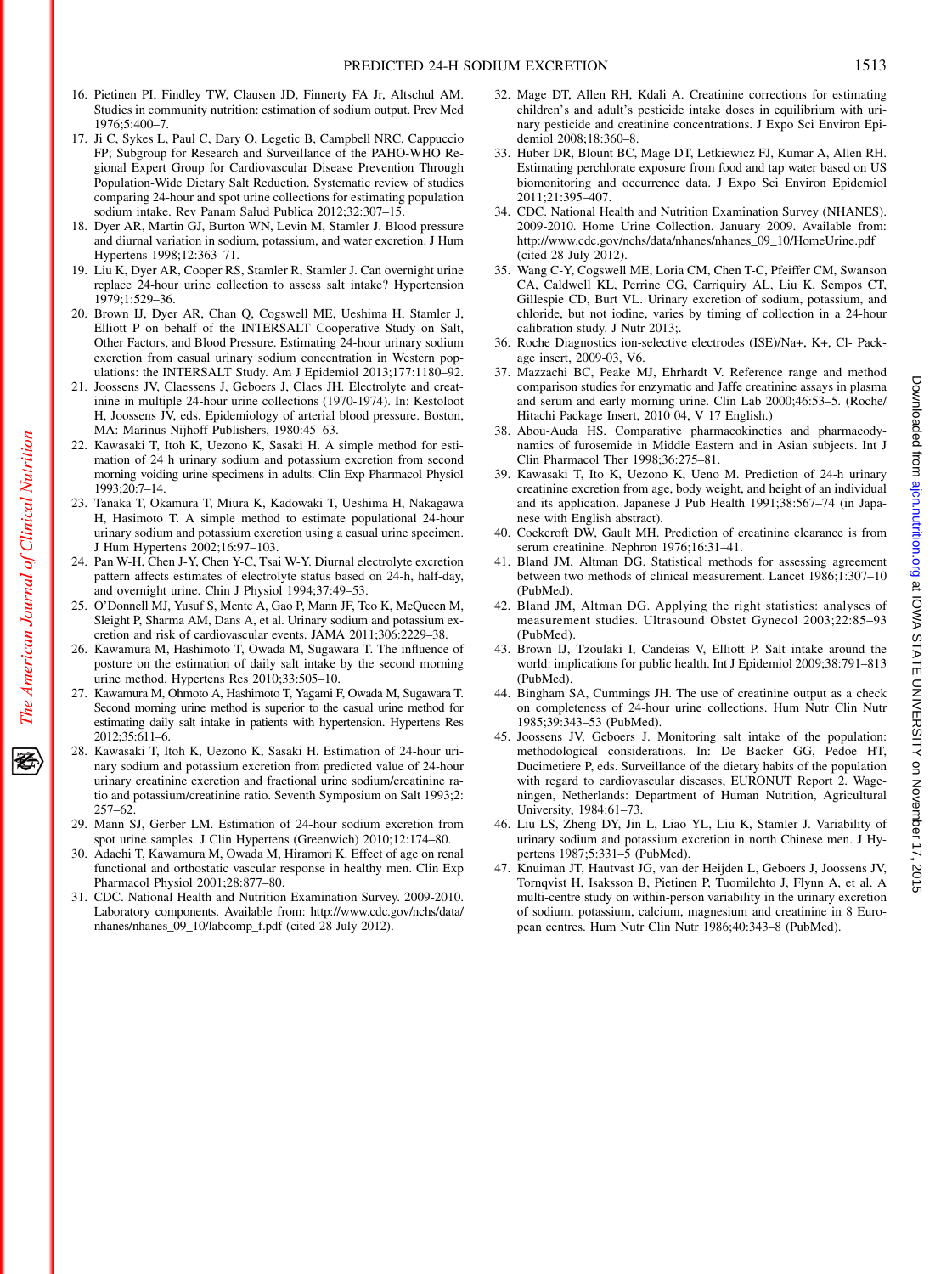16. Pietinen PI, Findley TW, Clausen JD, Finnerty FA Jr, Altschul AM. Studies in community nutrition: estimation of sodium output. Prev Med 1976;5:400–7.
17. Ji C, Sykes L, Paul C, Dary O, Legetic B, Campbell NRC, Cappuccio FP; Subgroup for Research and Surveillance of the PAHO-WHO Regional Expert Group for Cardiovascular Disease Prevention Through Population-Wide Dietary Salt Reduction. Systematic review of studies comparing 24-hour and spot urine collections for estimating population sodium intake. Rev Panam Salud Publica 2012;32:307–15.
18. Dyer AR, Martin GJ, Burton WN, Levin M, Stamler J. Blood pressure and diurnal variation in sodium, potassium, and water excretion. J Hum Hypertens 1998;12:363–71.
19. Liu K, Dyer AR, Cooper RS, Stamler R, Stamler J. Can overnight urine replace 24-hour urine collection to assess salt intake? Hypertension 1979;1:529–36.
20. Brown IJ, Dyer AR, Chan Q, Cogswell ME, Ueshima H, Stamler J, Elliott P on behalf of the INTERSALT Cooperative Study on Salt, Other Factors, and Blood Pressure. Estimating 24-hour urinary sodium excretion from casual urinary sodium concentration in Western populations: the INTERSALT Study. Am J Epidemiol 2013;177:1180–92.
21. Joossens JV, Claessens J, Geboers J, Claes JH. Electrolyte and creatinine in multiple 24-hour urine collections (1970-1974). In: Kestoloot H, Joossens JV, eds. Epidemiology of arterial blood pressure. Boston, MA: Marinus Nijhoff Publishers, 1980:45–63.
22. Kawasaki T, Itoh K, Uezono K, Sasaki H. A simple method for estimation of 24 h urinary sodium and potassium excretion from second morning voiding urine specimens in adults. Clin Exp Pharmacol Physiol 1993;20:7–14.
23. Tanaka T, Okamura T, Miura K, Kadowaki T, Ueshima H, Nakagawa H, Hasimoto T. A simple method to estimate populational 24-hour urinary sodium and potassium excretion using a casual urine specimen. J Hum Hypertens 2002;16:97–103.
24. Pan W-H, Chen J-Y, Chen Y-C, Tsai W-Y. Diurnal electrolyte excretion pattern affects estimates of electrolyte status based on 24-h, half-day, and overnight urine. Chin J Physiol 1994;37:49–53.
25. O'Donnell MJ, Yusuf S, Mente A, Gao P, Mann JF, Teo K, McQueen M, Sleight P, Sharma AM, Dans A, et al. Urinary sodium and potassium excretion and risk of cardiovascular events. JAMA 2011;306:2229–38.
26. Kawamura M, Hashimoto T, Owada M, Sugawara T. The influence of posture on the estimation of daily salt intake by the second morning urine method. Hypertens Res 2010;33:505–10.
27. Kawamura M, Ohmoto A, Hashimoto T, Yagami F, Owada M, Sugawara T. Second morning urine method is superior to the casual urine method for estimating daily salt intake in patients with hypertension. Hypertens Res 2012;35:611–6.
28. Kawasaki T, Itoh K, Uezono K, Sasaki H. Estimation of 24-hour urinary sodium and potassium excretion from predicted value of 24-hour urinary creatinine excretion and fractional urine sodium/creatinine ratio and potassium/creatinine ratio. Seventh Symposium on Salt 1993;2: 257–62.
29. Mann SJ, Gerber LM. Estimation of 24-hour sodium excretion from spot urine samples. J Clin Hypertens (Greenwich) 2010;12:174–80.
30. Adachi T, Kawamura M, Owada M, Hiramori K. Effect of age on renal functional and orthostatic vascular response in healthy men. Clin Exp Pharmacol Physiol 2001;28:877–80.
31. CDC. National Health and Nutrition Examination Survey. 2009-2010. Laboratory components. Available from: http://www.cdc.gov/nchs/data/nhanes/nhanes_09_10/labcomp_f.pdf (cited 28 July 2012).
32. Mage DT, Allen RH, Kdali A. Creatinine corrections for estimating children's and adult's pesticide intake doses in equilibrium with urinary pesticide and creatinine concentrations. J Expo Sci Environ Epidemiol 2008;18:360–8.
33. Huber DR, Blount BC, Mage DT, Letkiewicz FJ, Kumar A, Allen RH. Estimating perchlorate exposure from food and tap water based on US biomonitoring and occurrence data. J Expo Sci Environ Epidemiol 2011;21:395–407.
34. CDC. National Health and Nutrition Examination Survey (NHANES). 2009-2010. Home Urine Collection. January 2009. Available from: http://www.cdc.gov/nchs/data/nhanes/nhanes_09_10/HomeUrine.pdf (cited 28 July 2012).
35. Wang C-Y, Cogswell ME, Loria CM, Chen T-C, Pfeiffer CM, Swanson CA, Caldwell KL, Perrine CG, Carriquiry AL, Liu K, Sempos CT, Gillespie CD, Burt VL. Urinary excretion of sodium, potassium, and chloride, but not iodine, varies by timing of collection in a 24-hour calibration study. J Nutr 2013;.
36. Roche Diagnostics ion-selective electrodes (ISE)/Na+, K+, Cl- Package insert, 2009-03, V6.
37. Mazzachi BC, Peake MJ, Ehrhardt V. Reference range and method comparison studies for enzymatic and Jaffe creatinine assays in plasma and serum and early morning urine. Clin Lab 2000;46:53–5. (Roche/Hitachi Package Insert, 2010 04, V 17 English.)
38. Abou-Auda HS. Comparative pharmacokinetics and pharmacodynamics of furosemide in Middle Eastern and in Asian subjects. Int J Clin Pharmacol Ther 1998;36:275–81.
39. Kawasaki T, Ito K, Uezono K, Ueno M. Prediction of 24-h urinary creatinine excretion from age, body weight, and height of an individual and its application. Japanese J Pub Health 1991;38:567–74 (in Japanese with English abstract).
40. Cockcroft DW, Gault MH. Prediction of creatinine clearance is from serum creatinine. Nephron 1976;16:31–41.
41. Bland JM, Altman DG. Statistical methods for assessing agreement between two methods of clinical measurement. Lancet 1986;1:307–10 (PubMed).
42. Bland JM, Altman DG. Applying the right statistics: analyses of measurement studies. Ultrasound Obstet Gynecol 2003;22:85–93 (PubMed).
43. Brown IJ, Tzoulaki I, Candeias V, Elliott P. Salt intake around the world: implications for public health. Int J Epidemiol 2009;38:791–813 (PubMed).
44. Bingham SA, Cummings JH. The use of creatinine output as a check on completeness of 24-hour urine collections. Hum Nutr Clin Nutr 1985;39:343–53 (PubMed).
45. Joossens JV, Geboers J. Monitoring salt intake of the population: methodological considerations. In: De Backer GG, Pedoe HT, Ducimetiere P, eds. Surveillance of the dietary habits of the population with regard to cardiovascular diseases, EURONUT Report 2. Wageningen, Netherlands: Department of Human Nutrition, Agricultural University, 1984:61–73.
46. Liu LS, Zheng DY, Jin L, Liao YL, Liu K, Stamler J. Variability of urinary sodium and potassium excretion in north Chinese men. J Hypertens 1987;5:331–5 (PubMed).
47. Knuiman JT, Hautvast JG, van der Heijden L, Geboers J, Joossens JV, Tornqvist H, Isaksson B, Pietinen P, Tuomilehto J, Flynn A, et al. A multi-centre study on within-person variability in the urinary excretion of sodium, potassium, calcium, magnesium and creatinine in 8 European centres. Hum Nutr Clin Nutr 1986;40:343–8 (PubMed).